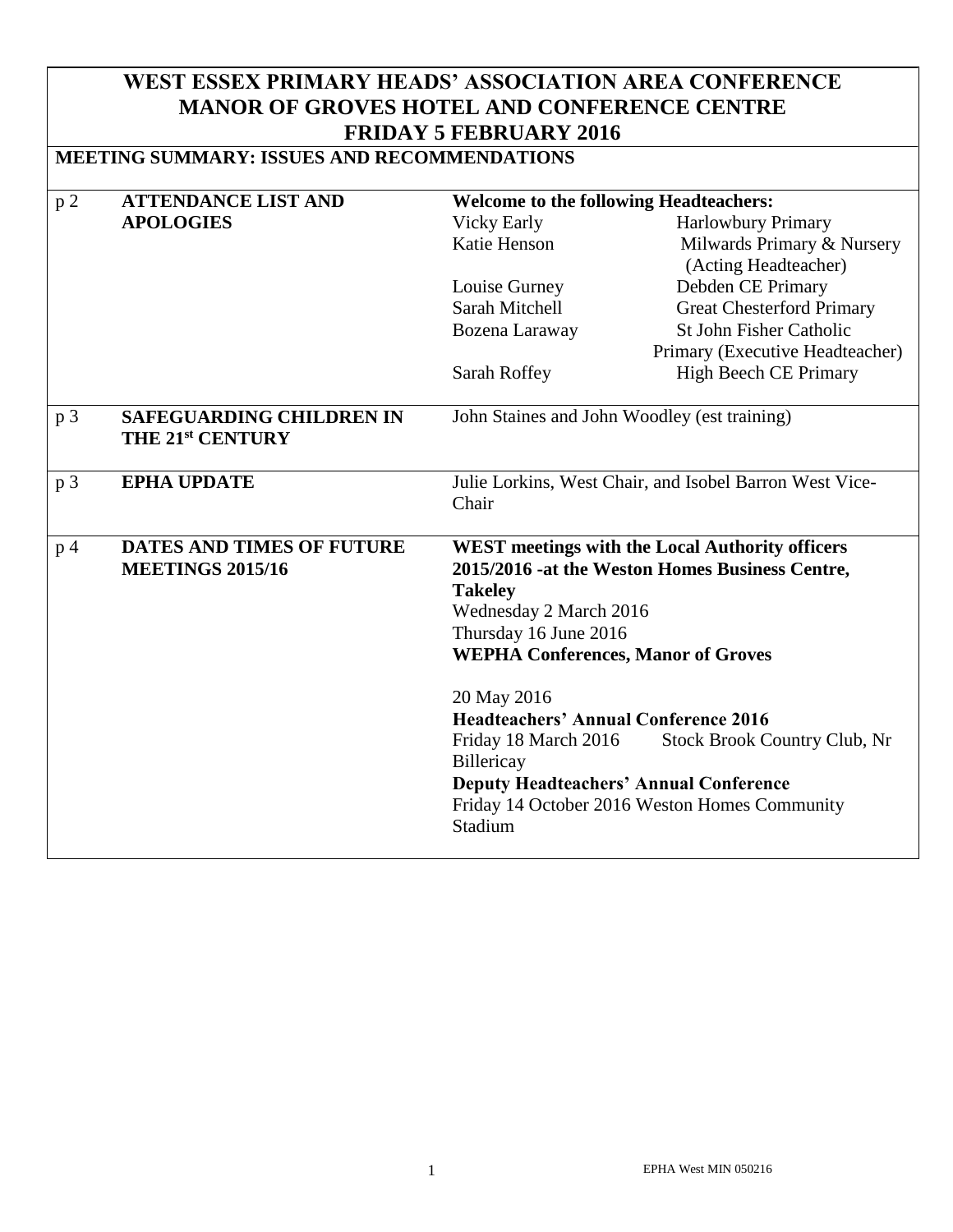# WEST ESSEX PRIMARY HEADS' ASSOCIATION AREA CONFERENCE
# MANOR OF GROVES HOTEL AND CONFERENCE CENTRE
# FRIDAY 5 FEBRUARY 2016

## MEETING SUMMARY: ISSUES AND RECOMMENDATIONS

| | | |
|---|---|---|
| p 2 | **ATTENDANCE LIST AND APOLOGIES** | **Welcome to the following Headteachers:**<br>Vicky Early — Harlowbury Primary<br>Katie Henson — Milwards Primary & Nursery (Acting Headteacher)<br>Louise Gurney — Debden CE Primary<br>Sarah Mitchell — Great Chesterford Primary<br>Bozena Laraway — St John Fisher Catholic Primary (Executive Headteacher)<br>Sarah Roffey — High Beech CE Primary |
| p 3 | **SAFEGUARDING CHILDREN IN THE 21st CENTURY** | John Staines and John Woodley (est training) |
| p 3 | **EPHA UPDATE** | Julie Lorkins, West Chair, and Isobel Barron West Vice-Chair |
| p 4 | **DATES AND TIMES OF FUTURE MEETINGS 2015/16** | **WEST meetings with the Local Authority officers 2015/2016 -at the Weston Homes Business Centre, Takeley**<br>Wednesday 2 March 2016<br>Thursday 16 June 2016<br>**WEPHA Conferences, Manor of Groves**<br><br>20 May 2016<br>**Headteachers' Annual Conference 2016**<br>Friday 18 March 2016 Stock Brook Country Club, Nr Billericay<br>**Deputy Headteachers' Annual Conference**<br>Friday 14 October 2016 Weston Homes Community Stadium |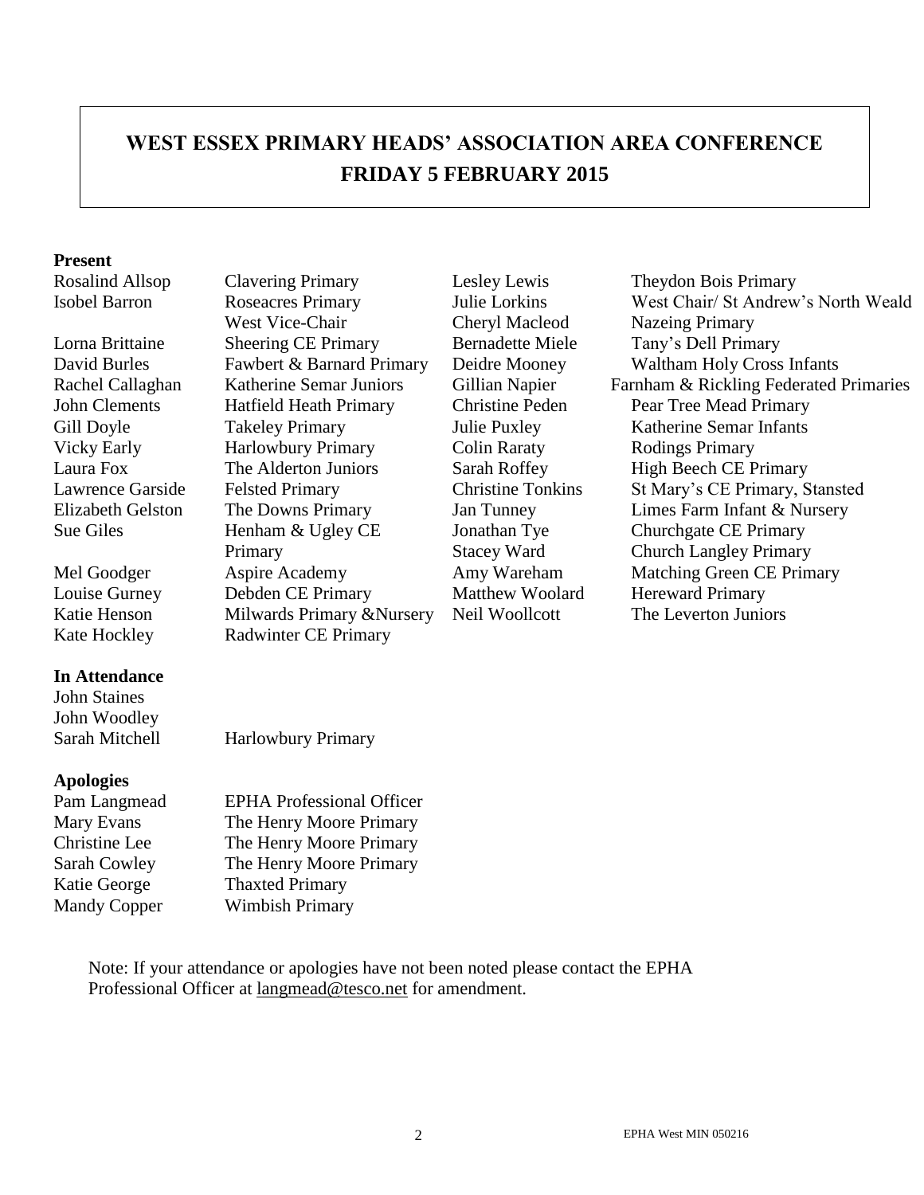# WEST ESSEX PRIMARY HEADS' ASSOCIATION AREA CONFERENCE
## FRIDAY 5 FEBRUARY 2015

**Present**

| Name | School | Name | School |
|---|---|---|---|
| Rosalind Allsop | Clavering Primary | Lesley Lewis | Theydon Bois Primary |
| Isobel Barron | Roseacres Primary West Vice-Chair | Julie Lorkins | West Chair/ St Andrew's North Weald |
| Lorna Brittaine | Sheering CE Primary | Cheryl Macleod | Nazeing Primary |
| David Burles | Fawbert & Barnard Primary | Bernadette Miele | Tany's Dell Primary |
| Rachel Callaghan | Katherine Semar Juniors | Deidre Mooney | Waltham Holy Cross Infants |
| John Clements | Hatfield Heath Primary | Gillian Napier | Farnham & Rickling Federated Primaries |
| Gill Doyle | Takeley Primary | Christine Peden | Pear Tree Mead Primary |
| Vicky Early | Harlowbury Primary | Julie Puxley | Katherine Semar Infants |
| Laura Fox | The Alderton Juniors | Colin Raraty | Rodings Primary |
| Lawrence Garside | Felsted Primary | Sarah Roffey | High Beech CE Primary |
| Elizabeth Gelston | The Downs Primary | Christine Tonkins | St Mary's CE Primary, Stansted |
| Sue Giles | Henham & Ugley CE Primary | Jan Tunney | Limes Farm Infant & Nursery |
| Mel Goodger | Aspire Academy | Jonathan Tye | Churchgate CE Primary |
| Louise Gurney | Debden CE Primary | Stacey Ward | Church Langley Primary |
| Katie Henson | Milwards Primary &Nursery | Amy Wareham | Matching Green CE Primary |
| Kate Hockley | Radwinter CE Primary | Matthew Woolard | Hereward Primary |
| | | Neil Woollcott | The Leverton Juniors |

**In Attendance**

John Staines
John Woodley
Sarah Mitchell — Harlowbury Primary

**Apologies**

| Name | Role/School |
|---|---|
| Pam Langmead | EPHA Professional Officer |
| Mary Evans | The Henry Moore Primary |
| Christine Lee | The Henry Moore Primary |
| Sarah Cowley | The Henry Moore Primary |
| Katie George | Thaxted Primary |
| Mandy Copper | Wimbish Primary |

Note: If your attendance or apologies have not been noted please contact the EPHA Professional Officer at langmead@tesco.net for amendment.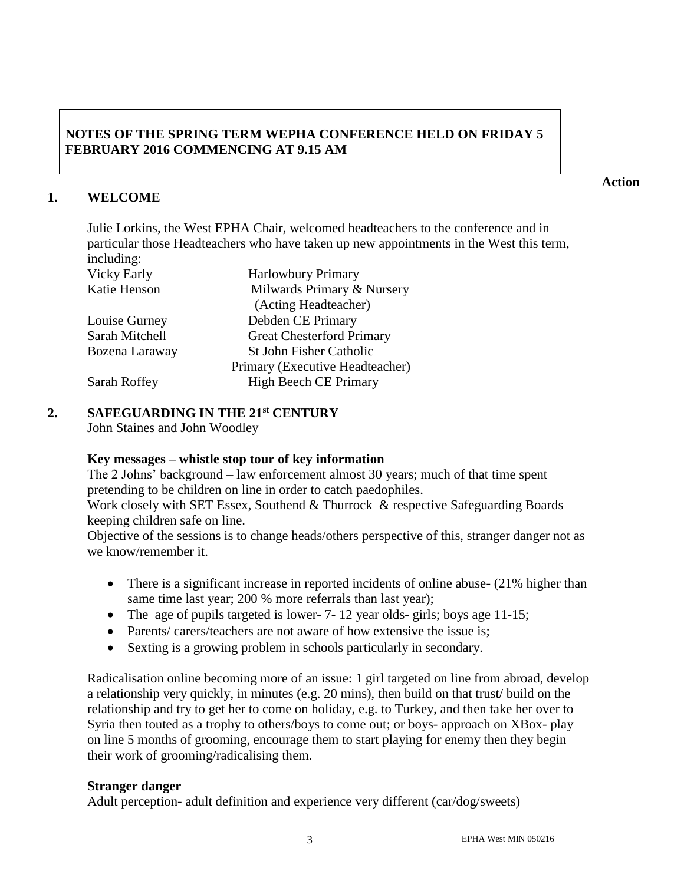**NOTES OF THE SPRING TERM WEPHA CONFERENCE HELD ON FRIDAY 5 FEBRUARY 2016 COMMENCING AT 9.15 AM**

**Action**

## 1. WELCOME

Julie Lorkins, the West EPHA Chair, welcomed headteachers to the conference and in particular those Headteachers who have taken up new appointments in the West this term, including:

| | |
|---|---|
| Vicky Early | Harlowbury Primary |
| Katie Henson | Milwards Primary & Nursery (Acting Headteacher) |
| Louise Gurney | Debden CE Primary |
| Sarah Mitchell | Great Chesterford Primary |
| Bozena Laraway | St John Fisher Catholic Primary (Executive Headteacher) |
| Sarah Roffey | High Beech CE Primary |

## 2. SAFEGUARDING IN THE 21st CENTURY

John Staines and John Woodley

**Key messages – whistle stop tour of key information**

The 2 Johns' background – law enforcement almost 30 years; much of that time spent pretending to be children on line in order to catch paedophiles.

Work closely with SET Essex, Southend & Thurrock & respective Safeguarding Boards keeping children safe on line.

Objective of the sessions is to change heads/others perspective of this, stranger danger not as we know/remember it.

- There is a significant increase in reported incidents of online abuse- (21% higher than same time last year; 200 % more referrals than last year);
- The age of pupils targeted is lower- 7- 12 year olds- girls; boys age 11-15;
- Parents/ carers/teachers are not aware of how extensive the issue is;
- Sexting is a growing problem in schools particularly in secondary.

Radicalisation online becoming more of an issue: 1 girl targeted on line from abroad, develop a relationship very quickly, in minutes (e.g. 20 mins), then build on that trust/ build on the relationship and try to get her to come on holiday, e.g. to Turkey, and then take her over to Syria then touted as a trophy to others/boys to come out; or boys- approach on XBox- play on line 5 months of grooming, encourage them to start playing for enemy then they begin their work of grooming/radicalising them.

**Stranger danger**

Adult perception- adult definition and experience very different (car/dog/sweets)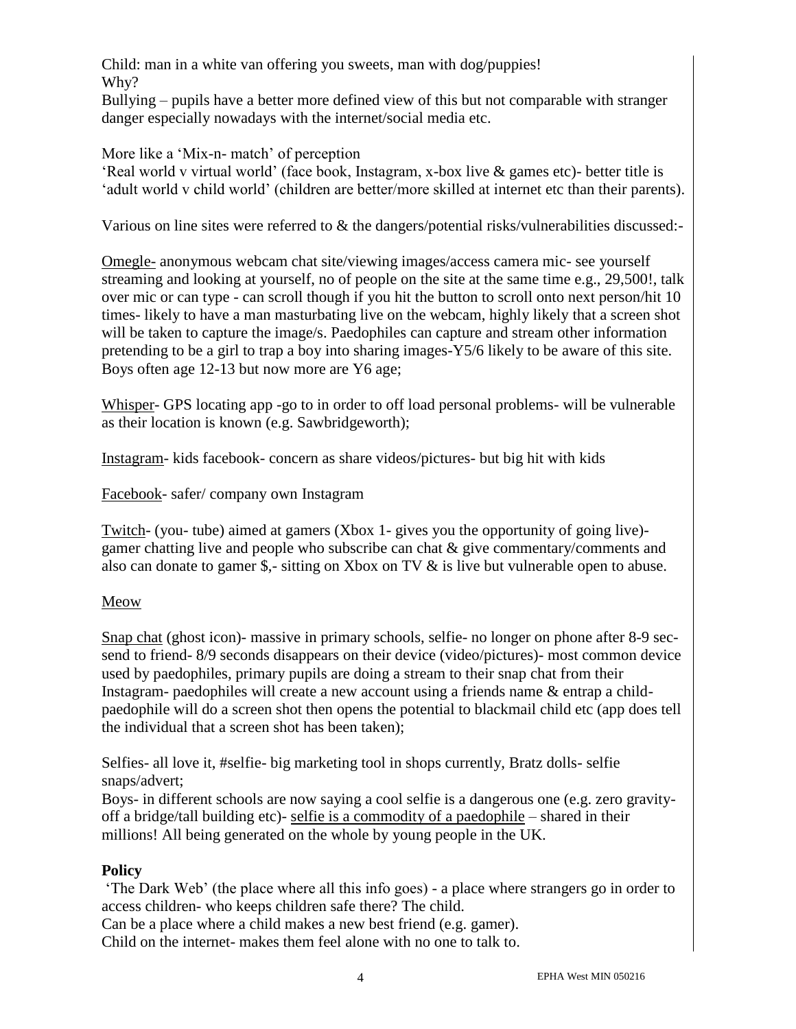Child: man in a white van offering you sweets, man with dog/puppies!
Why?
Bullying – pupils have a better more defined view of this but not comparable with stranger danger especially nowadays with the internet/social media etc.

More like a 'Mix-n- match' of perception
'Real world v virtual world' (face book, Instagram, x-box live & games etc)- better title is 'adult world v child world' (children are better/more skilled at internet etc than their parents).

Various on line sites were referred to & the dangers/potential risks/vulnerabilities discussed:-

<u>Omegle-</u> anonymous webcam chat site/viewing images/access camera mic- see yourself streaming and looking at yourself, no of people on the site at the same time e.g., 29,500!, talk over mic or can type - can scroll though if you hit the button to scroll onto next person/hit 10 times- likely to have a man masturbating live on the webcam, highly likely that a screen shot will be taken to capture the image/s. Paedophiles can capture and stream other information pretending to be a girl to trap a boy into sharing images-Y5/6 likely to be aware of this site. Boys often age 12-13 but now more are Y6 age;

<u>Whisper</u>- GPS locating app -go to in order to off load personal problems- will be vulnerable as their location is known (e.g. Sawbridgeworth);

<u>Instagram</u>- kids facebook- concern as share videos/pictures- but big hit with kids

<u>Facebook</u>- safer/ company own Instagram

<u>Twitch</u>- (you- tube) aimed at gamers (Xbox 1- gives you the opportunity of going live)- gamer chatting live and people who subscribe can chat & give commentary/comments and also can donate to gamer $,- sitting on Xbox on TV & is live but vulnerable open to abuse.

<u>Meow</u>

<u>Snap chat</u> (ghost icon)- massive in primary schools, selfie- no longer on phone after 8-9 sec- send to friend- 8/9 seconds disappears on their device (video/pictures)- most common device used by paedophiles, primary pupils are doing a stream to their snap chat from their Instagram- paedophiles will create a new account using a friends name & entrap a child- paedophile will do a screen shot then opens the potential to blackmail child etc (app does tell the individual that a screen shot has been taken);

Selfies- all love it, #selfie- big marketing tool in shops currently, Bratz dolls- selfie snaps/advert;
Boys- in different schools are now saying a cool selfie is a dangerous one (e.g. zero gravity- off a bridge/tall building etc)- <u>selfie is a commodity of a paedophile</u> – shared in their millions! All being generated on the whole by young people in the UK.

**Policy**
'The Dark Web' (the place where all this info goes) - a place where strangers go in order to access children- who keeps children safe there? The child.
Can be a place where a child makes a new best friend (e.g. gamer).
Child on the internet- makes them feel alone with no one to talk to.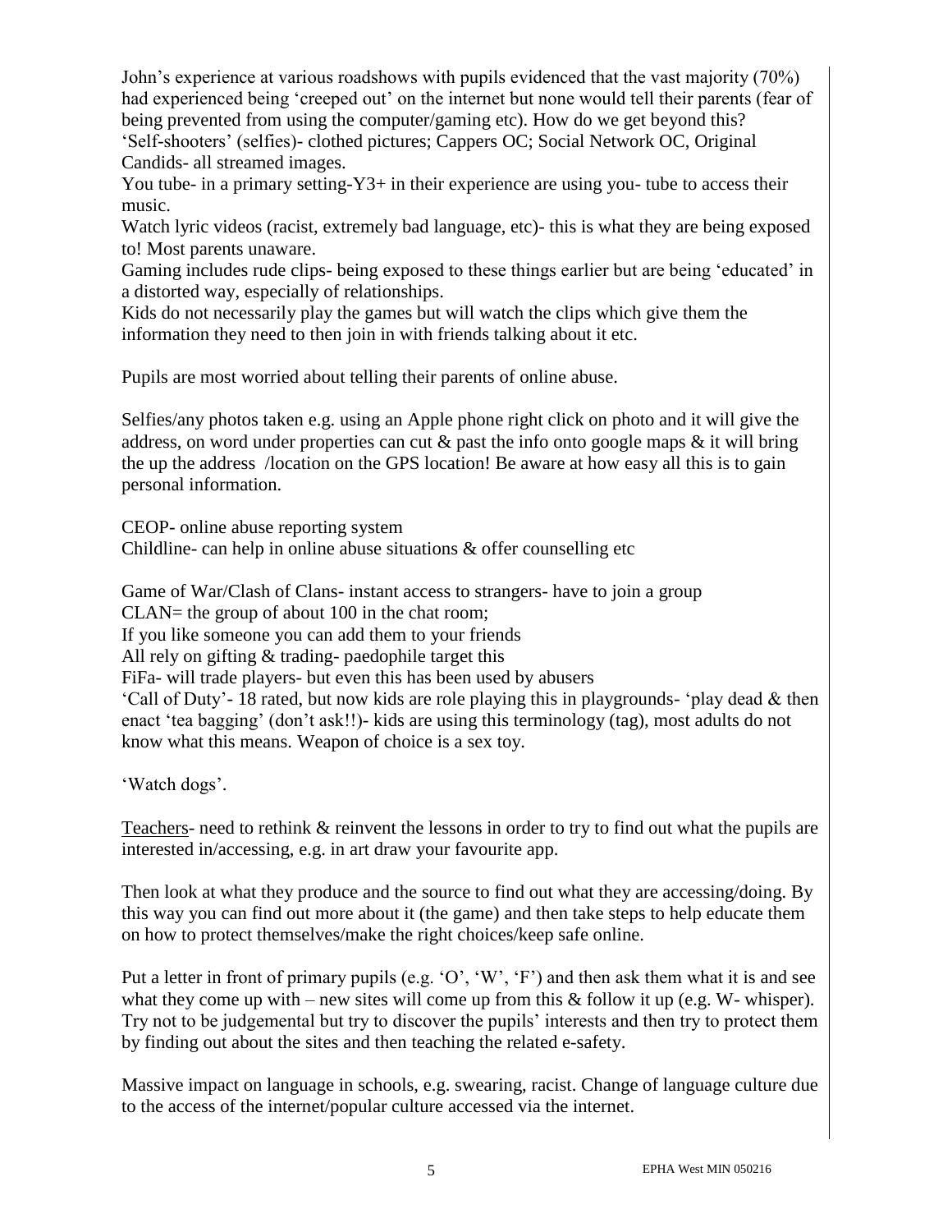John's experience at various roadshows with pupils evidenced that the vast majority (70%) had experienced being 'creeped out' on the internet but none would tell their parents (fear of being prevented from using the computer/gaming etc). How do we get beyond this?
'Self-shooters' (selfies)- clothed pictures; Cappers OC; Social Network OC, Original Candids- all streamed images.
You tube- in a primary setting-Y3+ in their experience are using you- tube to access their music.
Watch lyric videos (racist, extremely bad language, etc)- this is what they are being exposed to! Most parents unaware.
Gaming includes rude clips- being exposed to these things earlier but are being 'educated' in a distorted way, especially of relationships.
Kids do not necessarily play the games but will watch the clips which give them the information they need to then join in with friends talking about it etc.

Pupils are most worried about telling their parents of online abuse.

Selfies/any photos taken e.g. using an Apple phone right click on photo and it will give the address, on word under properties can cut & past the info onto google maps & it will bring the up the address /location on the GPS location! Be aware at how easy all this is to gain personal information.

CEOP- online abuse reporting system
Childline- can help in online abuse situations & offer counselling etc

Game of War/Clash of Clans- instant access to strangers- have to join a group
CLAN= the group of about 100 in the chat room;
If you like someone you can add them to your friends
All rely on gifting & trading- paedophile target this
FiFa- will trade players- but even this has been used by abusers
'Call of Duty'- 18 rated, but now kids are role playing this in playgrounds- 'play dead & then enact 'tea bagging' (don't ask!!)- kids are using this terminology (tag), most adults do not know what this means. Weapon of choice is a sex toy.

'Watch dogs'.

<u>Teachers</u>- need to rethink & reinvent the lessons in order to try to find out what the pupils are interested in/accessing, e.g. in art draw your favourite app.

Then look at what they produce and the source to find out what they are accessing/doing. By this way you can find out more about it (the game) and then take steps to help educate them on how to protect themselves/make the right choices/keep safe online.

Put a letter in front of primary pupils (e.g. 'O', 'W', 'F') and then ask them what it is and see what they come up with – new sites will come up from this & follow it up (e.g. W- whisper). Try not to be judgemental but try to discover the pupils' interests and then try to protect them by finding out about the sites and then teaching the related e-safety.

Massive impact on language in schools, e.g. swearing, racist. Change of language culture due to the access of the internet/popular culture accessed via the internet.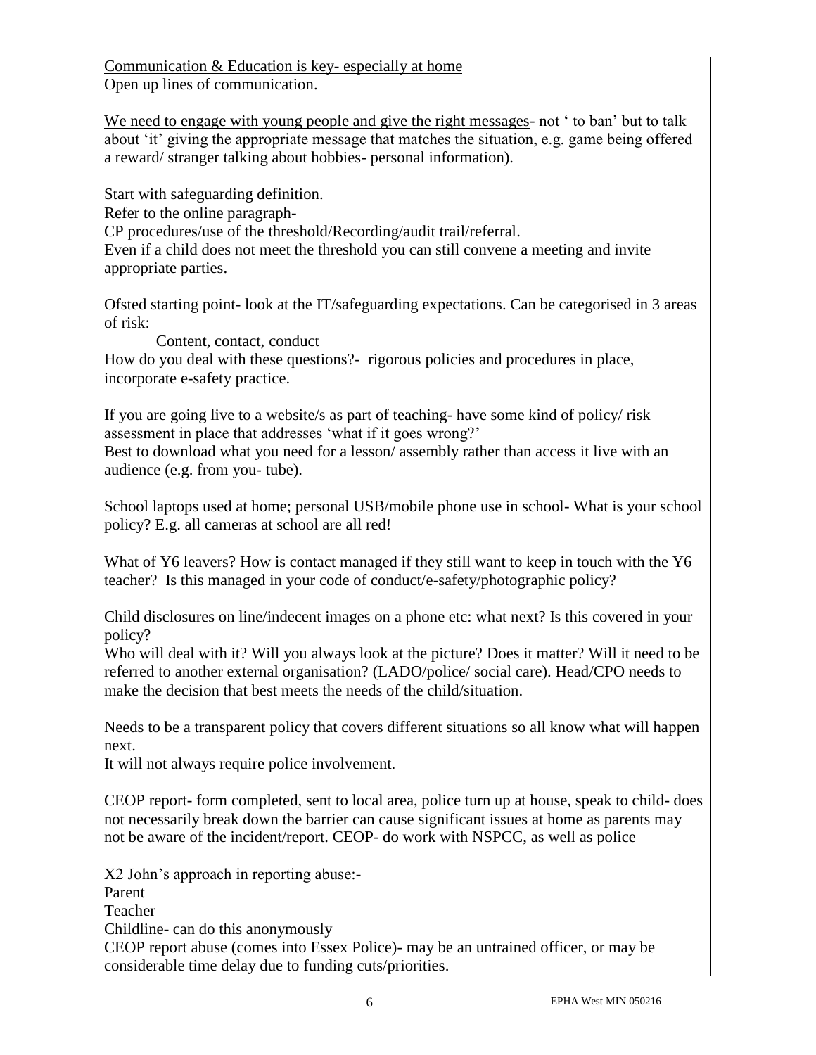<u>Communication & Education is key- especially at home</u>
Open up lines of communication.

<u>We need to engage with young people and give the right messages</u>- not ' to ban' but to talk about 'it' giving the appropriate message that matches the situation, e.g. game being offered a reward/ stranger talking about hobbies- personal information).

Start with safeguarding definition.
Refer to the online paragraph-
CP procedures/use of the threshold/Recording/audit trail/referral.
Even if a child does not meet the threshold you can still convene a meeting and invite appropriate parties.

Ofsted starting point- look at the IT/safeguarding expectations. Can be categorised in 3 areas of risk:

Content, contact, conduct

How do you deal with these questions?- rigorous policies and procedures in place, incorporate e-safety practice.

If you are going live to a website/s as part of teaching- have some kind of policy/ risk assessment in place that addresses 'what if it goes wrong?'
Best to download what you need for a lesson/ assembly rather than access it live with an audience (e.g. from you- tube).

School laptops used at home; personal USB/mobile phone use in school- What is your school policy? E.g. all cameras at school are all red!

What of Y6 leavers? How is contact managed if they still want to keep in touch with the Y6 teacher? Is this managed in your code of conduct/e-safety/photographic policy?

Child disclosures on line/indecent images on a phone etc: what next? Is this covered in your policy?
Who will deal with it? Will you always look at the picture? Does it matter? Will it need to be referred to another external organisation? (LADO/police/ social care). Head/CPO needs to make the decision that best meets the needs of the child/situation.

Needs to be a transparent policy that covers different situations so all know what will happen next.
It will not always require police involvement.

CEOP report- form completed, sent to local area, police turn up at house, speak to child- does not necessarily break down the barrier can cause significant issues at home as parents may not be aware of the incident/report. CEOP- do work with NSPCC, as well as police

X2 John's approach in reporting abuse:-
Parent
Teacher
Childline- can do this anonymously
CEOP report abuse (comes into Essex Police)- may be an untrained officer, or may be considerable time delay due to funding cuts/priorities.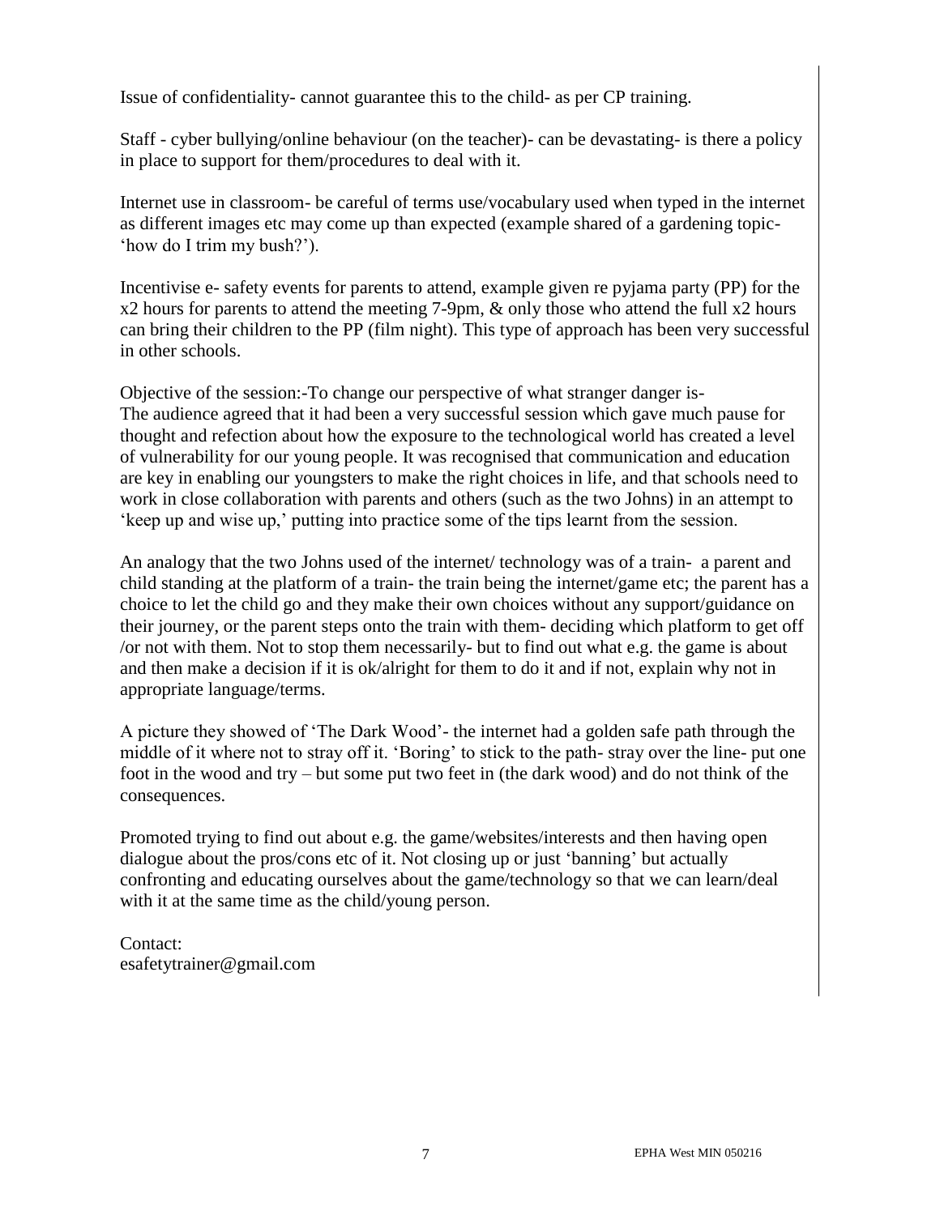Issue of confidentiality- cannot guarantee this to the child- as per CP training.

Staff - cyber bullying/online behaviour (on the teacher)- can be devastating- is there a policy in place to support for them/procedures to deal with it.

Internet use in classroom- be careful of terms use/vocabulary used when typed in the internet as different images etc may come up than expected (example shared of a gardening topic- 'how do I trim my bush?').

Incentivise e- safety events for parents to attend, example given re pyjama party (PP) for the x2 hours for parents to attend the meeting 7-9pm, & only those who attend the full x2 hours can bring their children to the PP (film night). This type of approach has been very successful in other schools.

Objective of the session:-To change our perspective of what stranger danger is-
The audience agreed that it had been a very successful session which gave much pause for thought and refection about how the exposure to the technological world has created a level of vulnerability for our young people. It was recognised that communication and education are key in enabling our youngsters to make the right choices in life, and that schools need to work in close collaboration with parents and others (such as the two Johns) in an attempt to 'keep up and wise up,' putting into practice some of the tips learnt from the session.

An analogy that the two Johns used of the internet/ technology was of a train- a parent and child standing at the platform of a train- the train being the internet/game etc; the parent has a choice to let the child go and they make their own choices without any support/guidance on their journey, or the parent steps onto the train with them- deciding which platform to get off /or not with them. Not to stop them necessarily- but to find out what e.g. the game is about and then make a decision if it is ok/alright for them to do it and if not, explain why not in appropriate language/terms.

A picture they showed of 'The Dark Wood'- the internet had a golden safe path through the middle of it where not to stray off it. 'Boring' to stick to the path- stray over the line- put one foot in the wood and try – but some put two feet in (the dark wood) and do not think of the consequences.

Promoted trying to find out about e.g. the game/websites/interests and then having open dialogue about the pros/cons etc of it. Not closing up or just 'banning' but actually confronting and educating ourselves about the game/technology so that we can learn/deal with it at the same time as the child/young person.

Contact:
esafetytrainer@gmail.com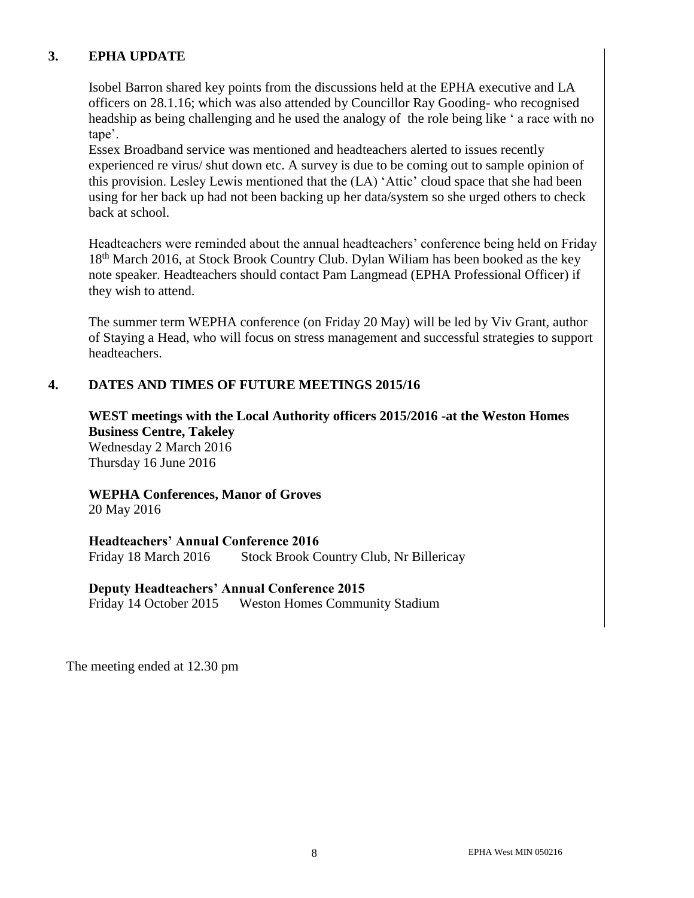## 3. EPHA UPDATE

Isobel Barron shared key points from the discussions held at the EPHA executive and LA officers on 28.1.16; which was also attended by Councillor Ray Gooding- who recognised headship as being challenging and he used the analogy of the role being like ' a race with no tape'.

Essex Broadband service was mentioned and headteachers alerted to issues recently experienced re virus/ shut down etc. A survey is due to be coming out to sample opinion of this provision. Lesley Lewis mentioned that the (LA) 'Attic' cloud space that she had been using for her back up had not been backing up her data/system so she urged others to check back at school.

Headteachers were reminded about the annual headteachers' conference being held on Friday 18th March 2016, at Stock Brook Country Club. Dylan Wiliam has been booked as the key note speaker. Headteachers should contact Pam Langmead (EPHA Professional Officer) if they wish to attend.

The summer term WEPHA conference (on Friday 20 May) will be led by Viv Grant, author of Staying a Head, who will focus on stress management and successful strategies to support headteachers.

## 4. DATES AND TIMES OF FUTURE MEETINGS 2015/16

**WEST meetings with the Local Authority officers 2015/2016 -at the Weston Homes Business Centre, Takeley**
Wednesday 2 March 2016
Thursday 16 June 2016

**WEPHA Conferences, Manor of Groves**
20 May 2016

**Headteachers' Annual Conference 2016**
Friday 18 March 2016 Stock Brook Country Club, Nr Billericay

**Deputy Headteachers' Annual Conference 2015**
Friday 14 October 2015 Weston Homes Community Stadium

The meeting ended at 12.30 pm